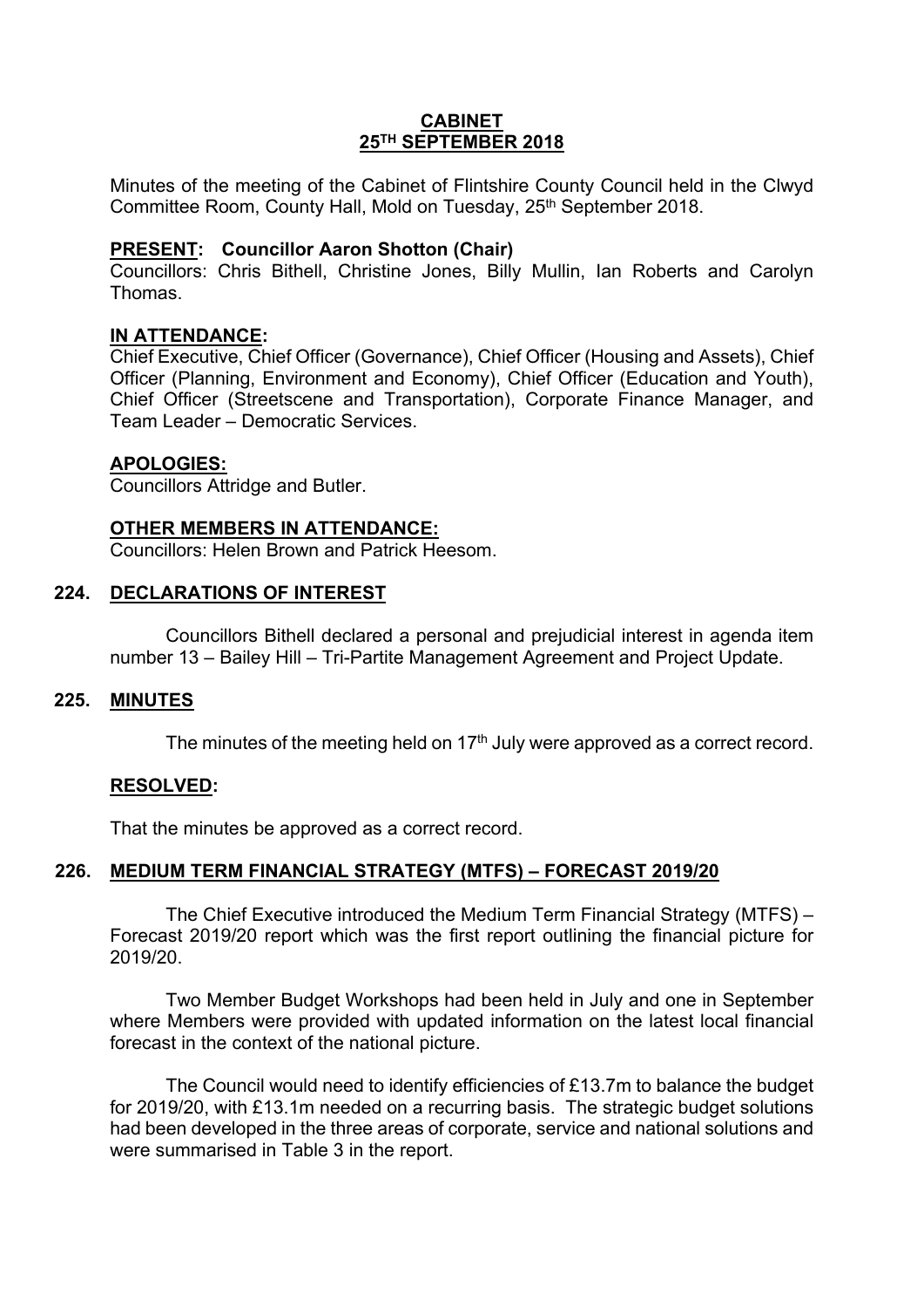# CABINET
# 25TH SEPTEMBER 2018

Minutes of the meeting of the Cabinet of Flintshire County Council held in the Clwyd Committee Room, County Hall, Mold on Tuesday, 25th September 2018.

**PRESENT: Councillor Aaron Shotton (Chair)**
Councillors: Chris Bithell, Christine Jones, Billy Mullin, Ian Roberts and Carolyn Thomas.

**IN ATTENDANCE:**
Chief Executive, Chief Officer (Governance), Chief Officer (Housing and Assets), Chief Officer (Planning, Environment and Economy), Chief Officer (Education and Youth), Chief Officer (Streetscene and Transportation), Corporate Finance Manager, and Team Leader – Democratic Services.

**APOLOGIES:**
Councillors Attridge and Butler.

**OTHER MEMBERS IN ATTENDANCE:**
Councillors: Helen Brown and Patrick Heesom.

## 224. DECLARATIONS OF INTEREST

Councillors Bithell declared a personal and prejudicial interest in agenda item number 13 – Bailey Hill – Tri-Partite Management Agreement and Project Update.

## 225. MINUTES

The minutes of the meeting held on 17th July were approved as a correct record.

**RESOLVED:**

That the minutes be approved as a correct record.

## 226. MEDIUM TERM FINANCIAL STRATEGY (MTFS) – FORECAST 2019/20

The Chief Executive introduced the Medium Term Financial Strategy (MTFS) – Forecast 2019/20 report which was the first report outlining the financial picture for 2019/20.

Two Member Budget Workshops had been held in July and one in September where Members were provided with updated information on the latest local financial forecast in the context of the national picture.

The Council would need to identify efficiencies of £13.7m to balance the budget for 2019/20, with £13.1m needed on a recurring basis. The strategic budget solutions had been developed in the three areas of corporate, service and national solutions and were summarised in Table 3 in the report.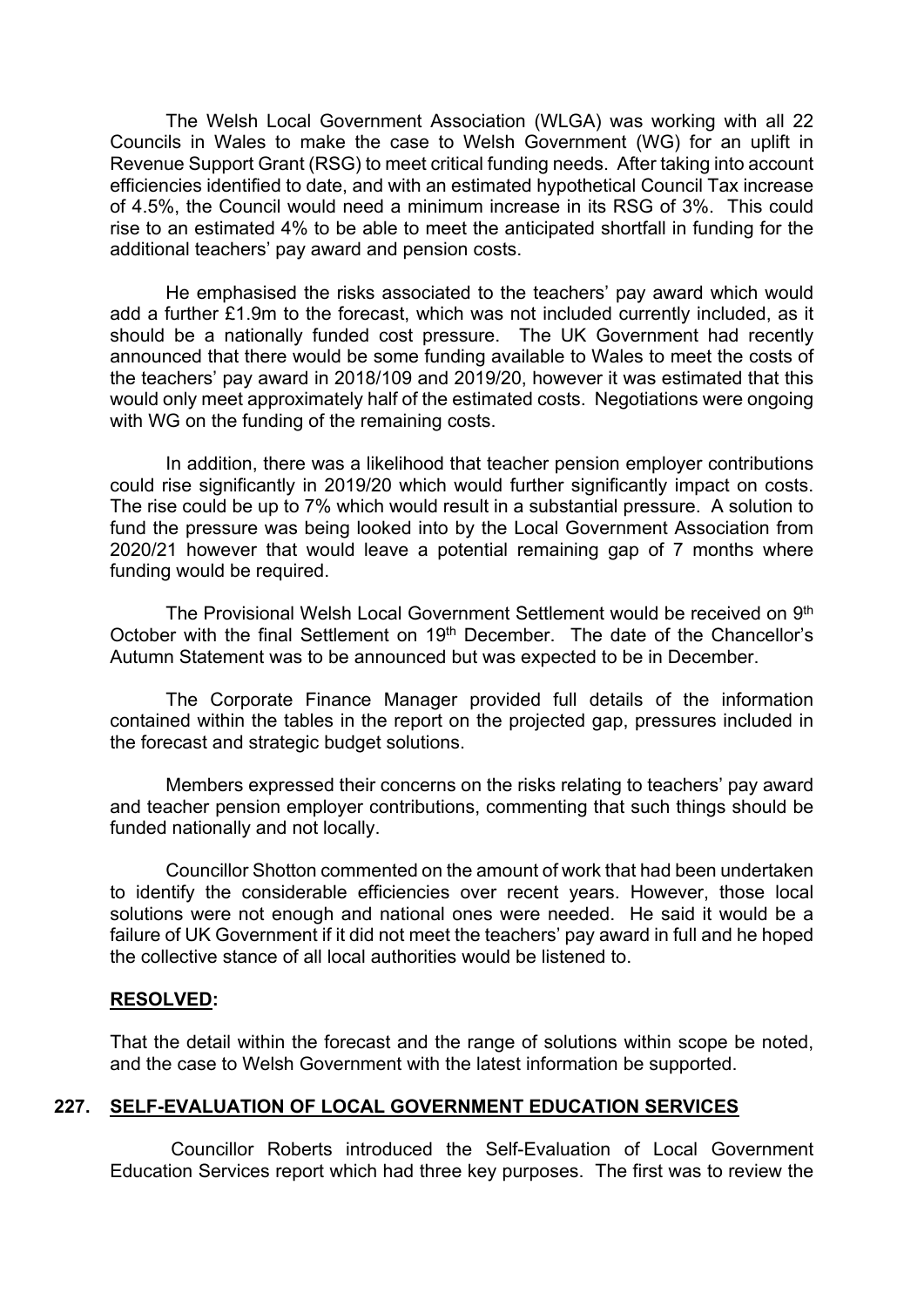The Welsh Local Government Association (WLGA) was working with all 22 Councils in Wales to make the case to Welsh Government (WG) for an uplift in Revenue Support Grant (RSG) to meet critical funding needs. After taking into account efficiencies identified to date, and with an estimated hypothetical Council Tax increase of 4.5%, the Council would need a minimum increase in its RSG of 3%. This could rise to an estimated 4% to be able to meet the anticipated shortfall in funding for the additional teachers' pay award and pension costs.

He emphasised the risks associated to the teachers' pay award which would add a further £1.9m to the forecast, which was not included currently included, as it should be a nationally funded cost pressure. The UK Government had recently announced that there would be some funding available to Wales to meet the costs of the teachers' pay award in 2018/109 and 2019/20, however it was estimated that this would only meet approximately half of the estimated costs. Negotiations were ongoing with WG on the funding of the remaining costs.

In addition, there was a likelihood that teacher pension employer contributions could rise significantly in 2019/20 which would further significantly impact on costs. The rise could be up to 7% which would result in a substantial pressure. A solution to fund the pressure was being looked into by the Local Government Association from 2020/21 however that would leave a potential remaining gap of 7 months where funding would be required.

The Provisional Welsh Local Government Settlement would be received on 9th October with the final Settlement on 19th December. The date of the Chancellor's Autumn Statement was to be announced but was expected to be in December.

The Corporate Finance Manager provided full details of the information contained within the tables in the report on the projected gap, pressures included in the forecast and strategic budget solutions.

Members expressed their concerns on the risks relating to teachers' pay award and teacher pension employer contributions, commenting that such things should be funded nationally and not locally.

Councillor Shotton commented on the amount of work that had been undertaken to identify the considerable efficiencies over recent years. However, those local solutions were not enough and national ones were needed. He said it would be a failure of UK Government if it did not meet the teachers' pay award in full and he hoped the collective stance of all local authorities would be listened to.

**RESOLVED:**

That the detail within the forecast and the range of solutions within scope be noted, and the case to Welsh Government with the latest information be supported.

## 227. SELF-EVALUATION OF LOCAL GOVERNMENT EDUCATION SERVICES

Councillor Roberts introduced the Self-Evaluation of Local Government Education Services report which had three key purposes. The first was to review the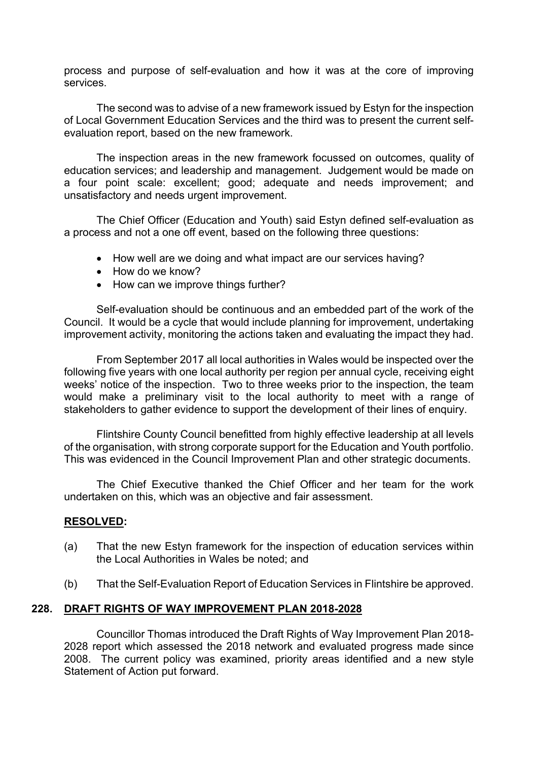process and purpose of self-evaluation and how it was at the core of improving services.

The second was to advise of a new framework issued by Estyn for the inspection of Local Government Education Services and the third was to present the current self-evaluation report, based on the new framework.

The inspection areas in the new framework focussed on outcomes, quality of education services; and leadership and management. Judgement would be made on a four point scale: excellent; good; adequate and needs improvement; and unsatisfactory and needs urgent improvement.

The Chief Officer (Education and Youth) said Estyn defined self-evaluation as a process and not a one off event, based on the following three questions:

- How well are we doing and what impact are our services having?
- How do we know?
- How can we improve things further?

Self-evaluation should be continuous and an embedded part of the work of the Council. It would be a cycle that would include planning for improvement, undertaking improvement activity, monitoring the actions taken and evaluating the impact they had.

From September 2017 all local authorities in Wales would be inspected over the following five years with one local authority per region per annual cycle, receiving eight weeks' notice of the inspection. Two to three weeks prior to the inspection, the team would make a preliminary visit to the local authority to meet with a range of stakeholders to gather evidence to support the development of their lines of enquiry.

Flintshire County Council benefitted from highly effective leadership at all levels of the organisation, with strong corporate support for the Education and Youth portfolio. This was evidenced in the Council Improvement Plan and other strategic documents.

The Chief Executive thanked the Chief Officer and her team for the work undertaken on this, which was an objective and fair assessment.

**RESOLVED:**

(a) That the new Estyn framework for the inspection of education services within the Local Authorities in Wales be noted; and

(b) That the Self-Evaluation Report of Education Services in Flintshire be approved.

## 228. DRAFT RIGHTS OF WAY IMPROVEMENT PLAN 2018-2028

Councillor Thomas introduced the Draft Rights of Way Improvement Plan 2018-2028 report which assessed the 2018 network and evaluated progress made since 2008. The current policy was examined, priority areas identified and a new style Statement of Action put forward.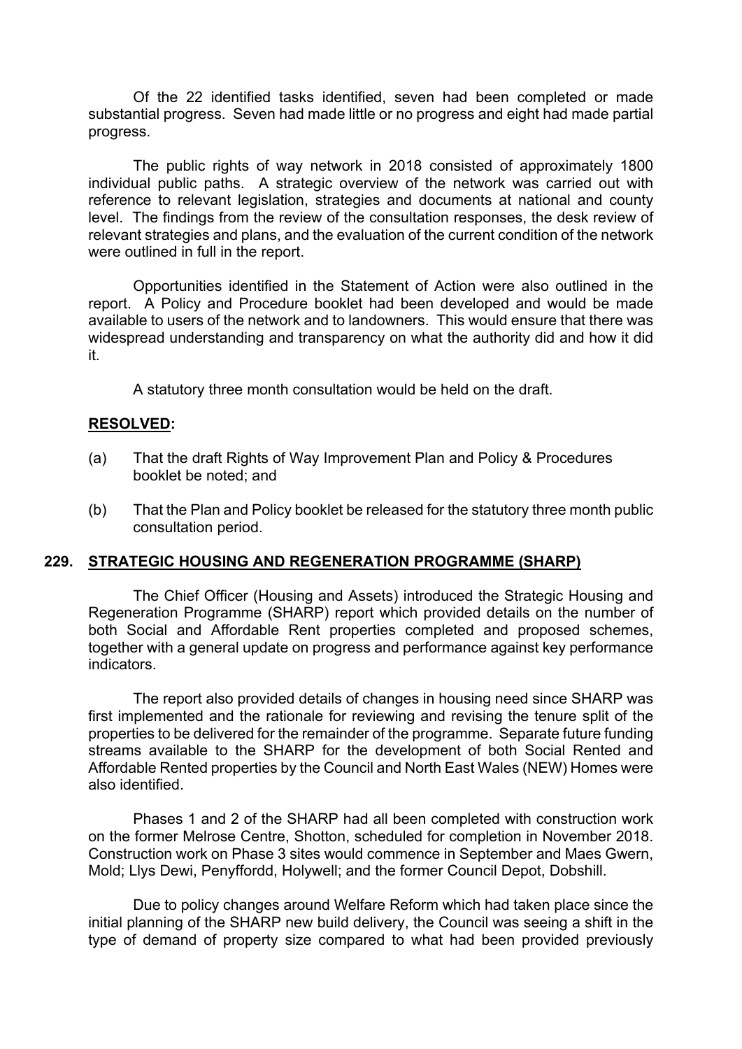Of the 22 identified tasks identified, seven had been completed or made substantial progress. Seven had made little or no progress and eight had made partial progress.

The public rights of way network in 2018 consisted of approximately 1800 individual public paths. A strategic overview of the network was carried out with reference to relevant legislation, strategies and documents at national and county level. The findings from the review of the consultation responses, the desk review of relevant strategies and plans, and the evaluation of the current condition of the network were outlined in full in the report.

Opportunities identified in the Statement of Action were also outlined in the report. A Policy and Procedure booklet had been developed and would be made available to users of the network and to landowners. This would ensure that there was widespread understanding and transparency on what the authority did and how it did it.

A statutory three month consultation would be held on the draft.

**RESOLVED:**

(a) That the draft Rights of Way Improvement Plan and Policy & Procedures booklet be noted; and

(b) That the Plan and Policy booklet be released for the statutory three month public consultation period.

## 229. STRATEGIC HOUSING AND REGENERATION PROGRAMME (SHARP)

The Chief Officer (Housing and Assets) introduced the Strategic Housing and Regeneration Programme (SHARP) report which provided details on the number of both Social and Affordable Rent properties completed and proposed schemes, together with a general update on progress and performance against key performance indicators.

The report also provided details of changes in housing need since SHARP was first implemented and the rationale for reviewing and revising the tenure split of the properties to be delivered for the remainder of the programme. Separate future funding streams available to the SHARP for the development of both Social Rented and Affordable Rented properties by the Council and North East Wales (NEW) Homes were also identified.

Phases 1 and 2 of the SHARP had all been completed with construction work on the former Melrose Centre, Shotton, scheduled for completion in November 2018. Construction work on Phase 3 sites would commence in September and Maes Gwern, Mold; Llys Dewi, Penyffordd, Holywell; and the former Council Depot, Dobshill.

Due to policy changes around Welfare Reform which had taken place since the initial planning of the SHARP new build delivery, the Council was seeing a shift in the type of demand of property size compared to what had been provided previously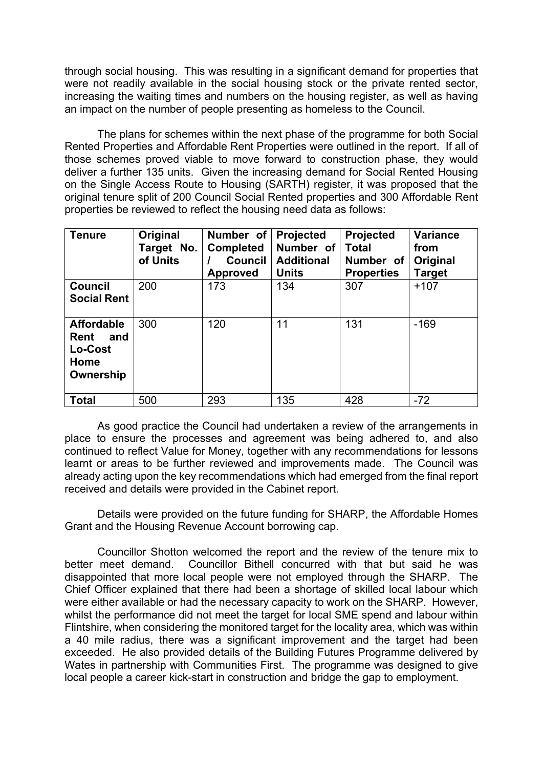through social housing. This was resulting in a significant demand for properties that were not readily available in the social housing stock or the private rented sector, increasing the waiting times and numbers on the housing register, as well as having an impact on the number of people presenting as homeless to the Council.

The plans for schemes within the next phase of the programme for both Social Rented Properties and Affordable Rent Properties were outlined in the report. If all of those schemes proved viable to move forward to construction phase, they would deliver a further 135 units. Given the increasing demand for Social Rented Housing on the Single Access Route to Housing (SARTH) register, it was proposed that the original tenure split of 200 Council Social Rented properties and 300 Affordable Rent properties be reviewed to reflect the housing need data as follows:

| Tenure | Original Target No. of Units | Number of Completed / Council Approved | Projected Number of Additional Units | Projected Total Number of Properties | Variance from Original Target |
|---|---|---|---|---|---|
| **Council Social Rent** | 200 | 173 | 134 | 307 | +107 |
| **Affordable Rent and Lo-Cost Home Ownership** | 300 | 120 | 11 | 131 | -169 |
| **Total** | 500 | 293 | 135 | 428 | -72 |

As good practice the Council had undertaken a review of the arrangements in place to ensure the processes and agreement was being adhered to, and also continued to reflect Value for Money, together with any recommendations for lessons learnt or areas to be further reviewed and improvements made. The Council was already acting upon the key recommendations which had emerged from the final report received and details were provided in the Cabinet report.

Details were provided on the future funding for SHARP, the Affordable Homes Grant and the Housing Revenue Account borrowing cap.

Councillor Shotton welcomed the report and the review of the tenure mix to better meet demand. Councillor Bithell concurred with that but said he was disappointed that more local people were not employed through the SHARP. The Chief Officer explained that there had been a shortage of skilled local labour which were either available or had the necessary capacity to work on the SHARP. However, whilst the performance did not meet the target for local SME spend and labour within Flintshire, when considering the monitored target for the locality area, which was within a 40 mile radius, there was a significant improvement and the target had been exceeded. He also provided details of the Building Futures Programme delivered by Wates in partnership with Communities First. The programme was designed to give local people a career kick-start in construction and bridge the gap to employment.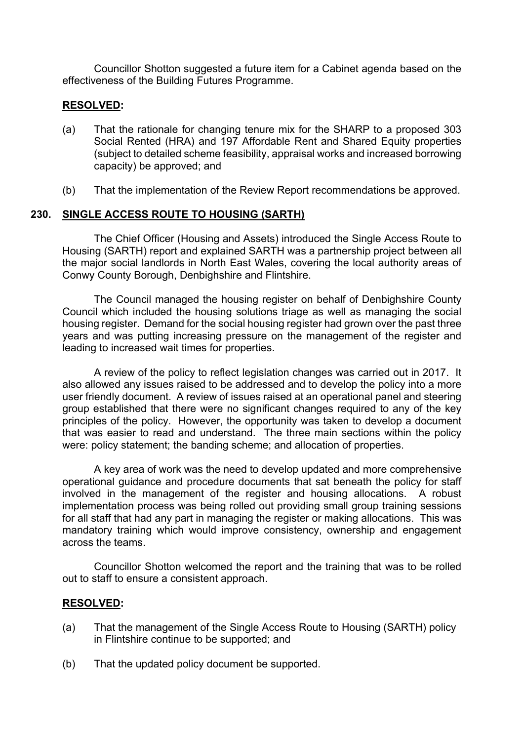Councillor Shotton suggested a future item for a Cabinet agenda based on the effectiveness of the Building Futures Programme.

**RESOLVED:**

(a) That the rationale for changing tenure mix for the SHARP to a proposed 303 Social Rented (HRA) and 197 Affordable Rent and Shared Equity properties (subject to detailed scheme feasibility, appraisal works and increased borrowing capacity) be approved; and

(b) That the implementation of the Review Report recommendations be approved.

## 230. SINGLE ACCESS ROUTE TO HOUSING (SARTH)

The Chief Officer (Housing and Assets) introduced the Single Access Route to Housing (SARTH) report and explained SARTH was a partnership project between all the major social landlords in North East Wales, covering the local authority areas of Conwy County Borough, Denbighshire and Flintshire.

The Council managed the housing register on behalf of Denbighshire County Council which included the housing solutions triage as well as managing the social housing register. Demand for the social housing register had grown over the past three years and was putting increasing pressure on the management of the register and leading to increased wait times for properties.

A review of the policy to reflect legislation changes was carried out in 2017. It also allowed any issues raised to be addressed and to develop the policy into a more user friendly document. A review of issues raised at an operational panel and steering group established that there were no significant changes required to any of the key principles of the policy. However, the opportunity was taken to develop a document that was easier to read and understand. The three main sections within the policy were: policy statement; the banding scheme; and allocation of properties.

A key area of work was the need to develop updated and more comprehensive operational guidance and procedure documents that sat beneath the policy for staff involved in the management of the register and housing allocations. A robust implementation process was being rolled out providing small group training sessions for all staff that had any part in managing the register or making allocations. This was mandatory training which would improve consistency, ownership and engagement across the teams.

Councillor Shotton welcomed the report and the training that was to be rolled out to staff to ensure a consistent approach.

**RESOLVED:**

(a) That the management of the Single Access Route to Housing (SARTH) policy in Flintshire continue to be supported; and

(b) That the updated policy document be supported.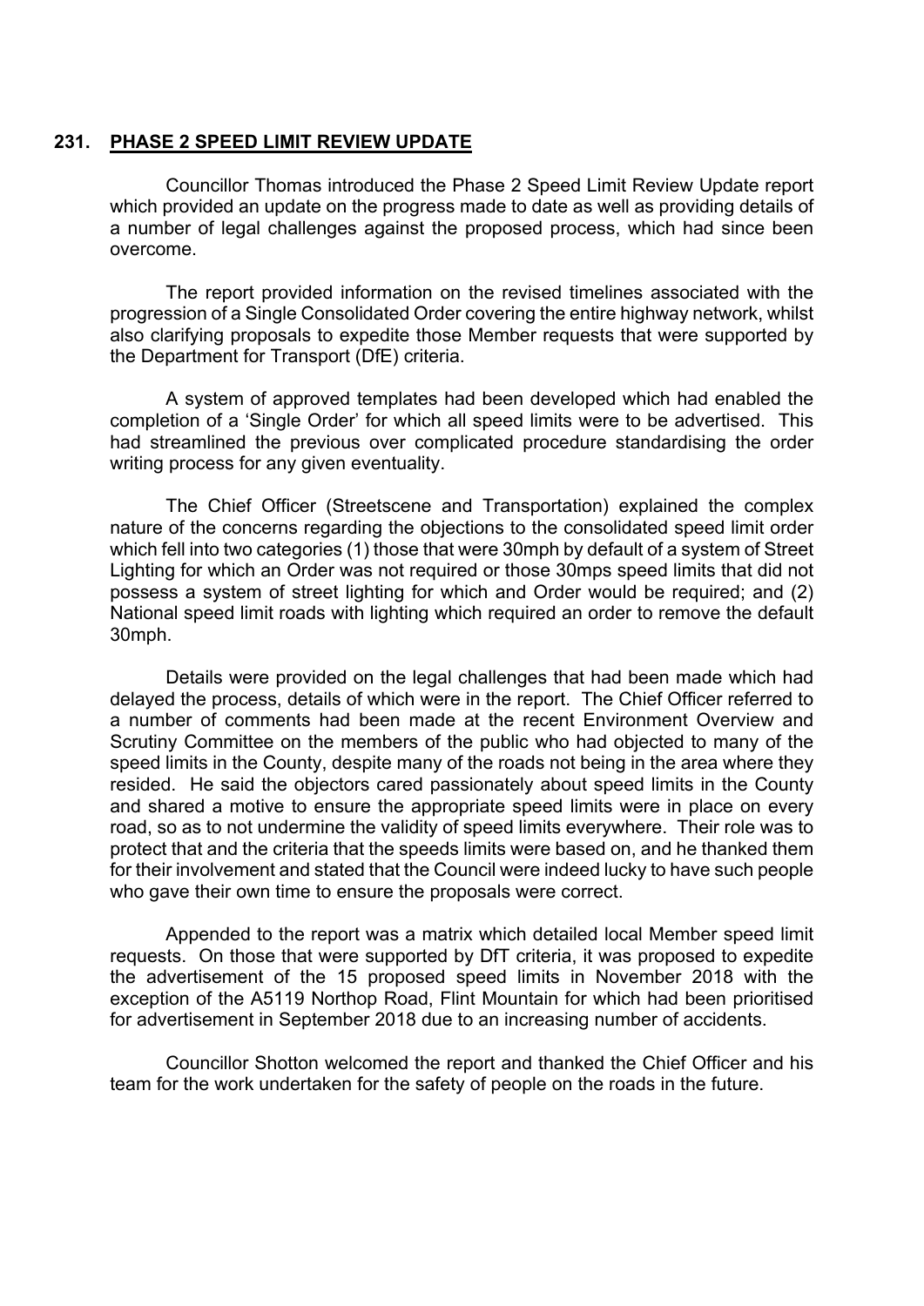## 231. PHASE 2 SPEED LIMIT REVIEW UPDATE

Councillor Thomas introduced the Phase 2 Speed Limit Review Update report which provided an update on the progress made to date as well as providing details of a number of legal challenges against the proposed process, which had since been overcome.

The report provided information on the revised timelines associated with the progression of a Single Consolidated Order covering the entire highway network, whilst also clarifying proposals to expedite those Member requests that were supported by the Department for Transport (DfE) criteria.

A system of approved templates had been developed which had enabled the completion of a 'Single Order' for which all speed limits were to be advertised. This had streamlined the previous over complicated procedure standardising the order writing process for any given eventuality.

The Chief Officer (Streetscene and Transportation) explained the complex nature of the concerns regarding the objections to the consolidated speed limit order which fell into two categories (1) those that were 30mph by default of a system of Street Lighting for which an Order was not required or those 30mps speed limits that did not possess a system of street lighting for which and Order would be required; and (2) National speed limit roads with lighting which required an order to remove the default 30mph.

Details were provided on the legal challenges that had been made which had delayed the process, details of which were in the report. The Chief Officer referred to a number of comments had been made at the recent Environment Overview and Scrutiny Committee on the members of the public who had objected to many of the speed limits in the County, despite many of the roads not being in the area where they resided. He said the objectors cared passionately about speed limits in the County and shared a motive to ensure the appropriate speed limits were in place on every road, so as to not undermine the validity of speed limits everywhere. Their role was to protect that and the criteria that the speeds limits were based on, and he thanked them for their involvement and stated that the Council were indeed lucky to have such people who gave their own time to ensure the proposals were correct.

Appended to the report was a matrix which detailed local Member speed limit requests. On those that were supported by DfT criteria, it was proposed to expedite the advertisement of the 15 proposed speed limits in November 2018 with the exception of the A5119 Northop Road, Flint Mountain for which had been prioritised for advertisement in September 2018 due to an increasing number of accidents.

Councillor Shotton welcomed the report and thanked the Chief Officer and his team for the work undertaken for the safety of people on the roads in the future.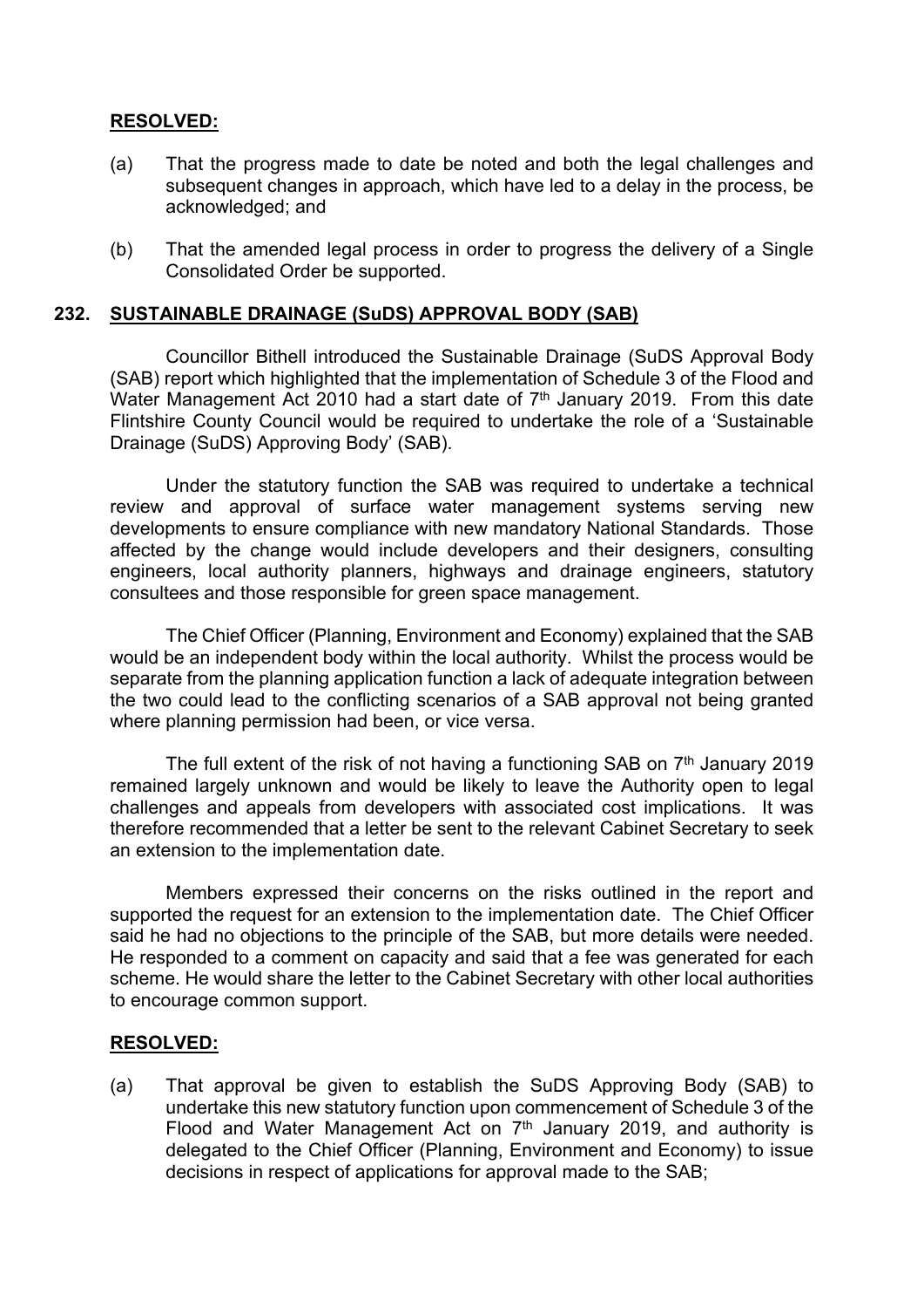**RESOLVED:**

(a) That the progress made to date be noted and both the legal challenges and subsequent changes in approach, which have led to a delay in the process, be acknowledged; and

(b) That the amended legal process in order to progress the delivery of a Single Consolidated Order be supported.

## 232. SUSTAINABLE DRAINAGE (SuDS) APPROVAL BODY (SAB)

Councillor Bithell introduced the Sustainable Drainage (SuDS Approval Body (SAB) report which highlighted that the implementation of Schedule 3 of the Flood and Water Management Act 2010 had a start date of 7th January 2019. From this date Flintshire County Council would be required to undertake the role of a 'Sustainable Drainage (SuDS) Approving Body' (SAB).

Under the statutory function the SAB was required to undertake a technical review and approval of surface water management systems serving new developments to ensure compliance with new mandatory National Standards. Those affected by the change would include developers and their designers, consulting engineers, local authority planners, highways and drainage engineers, statutory consultees and those responsible for green space management.

The Chief Officer (Planning, Environment and Economy) explained that the SAB would be an independent body within the local authority. Whilst the process would be separate from the planning application function a lack of adequate integration between the two could lead to the conflicting scenarios of a SAB approval not being granted where planning permission had been, or vice versa.

The full extent of the risk of not having a functioning SAB on 7th January 2019 remained largely unknown and would be likely to leave the Authority open to legal challenges and appeals from developers with associated cost implications. It was therefore recommended that a letter be sent to the relevant Cabinet Secretary to seek an extension to the implementation date.

Members expressed their concerns on the risks outlined in the report and supported the request for an extension to the implementation date. The Chief Officer said he had no objections to the principle of the SAB, but more details were needed. He responded to a comment on capacity and said that a fee was generated for each scheme. He would share the letter to the Cabinet Secretary with other local authorities to encourage common support.

**RESOLVED:**

(a) That approval be given to establish the SuDS Approving Body (SAB) to undertake this new statutory function upon commencement of Schedule 3 of the Flood and Water Management Act on 7th January 2019, and authority is delegated to the Chief Officer (Planning, Environment and Economy) to issue decisions in respect of applications for approval made to the SAB;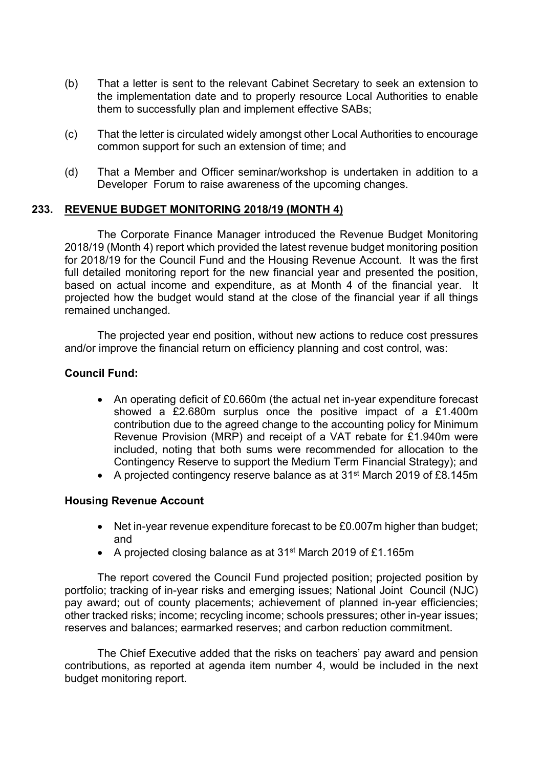(b) That a letter is sent to the relevant Cabinet Secretary to seek an extension to the implementation date and to properly resource Local Authorities to enable them to successfully plan and implement effective SABs;

(c) That the letter is circulated widely amongst other Local Authorities to encourage common support for such an extension of time; and

(d) That a Member and Officer seminar/workshop is undertaken in addition to a Developer Forum to raise awareness of the upcoming changes.

## 233. REVENUE BUDGET MONITORING 2018/19 (MONTH 4)

The Corporate Finance Manager introduced the Revenue Budget Monitoring 2018/19 (Month 4) report which provided the latest revenue budget monitoring position for 2018/19 for the Council Fund and the Housing Revenue Account. It was the first full detailed monitoring report for the new financial year and presented the position, based on actual income and expenditure, as at Month 4 of the financial year. It projected how the budget would stand at the close of the financial year if all things remained unchanged.

The projected year end position, without new actions to reduce cost pressures and/or improve the financial return on efficiency planning and cost control, was:

**Council Fund:**

- An operating deficit of £0.660m (the actual net in-year expenditure forecast showed a £2.680m surplus once the positive impact of a £1.400m contribution due to the agreed change to the accounting policy for Minimum Revenue Provision (MRP) and receipt of a VAT rebate for £1.940m were included, noting that both sums were recommended for allocation to the Contingency Reserve to support the Medium Term Financial Strategy); and
- A projected contingency reserve balance as at 31st March 2019 of £8.145m

**Housing Revenue Account**

- Net in-year revenue expenditure forecast to be £0.007m higher than budget; and
- A projected closing balance as at 31st March 2019 of £1.165m

The report covered the Council Fund projected position; projected position by portfolio; tracking of in-year risks and emerging issues; National Joint Council (NJC) pay award; out of county placements; achievement of planned in-year efficiencies; other tracked risks; income; recycling income; schools pressures; other in-year issues; reserves and balances; earmarked reserves; and carbon reduction commitment.

The Chief Executive added that the risks on teachers' pay award and pension contributions, as reported at agenda item number 4, would be included in the next budget monitoring report.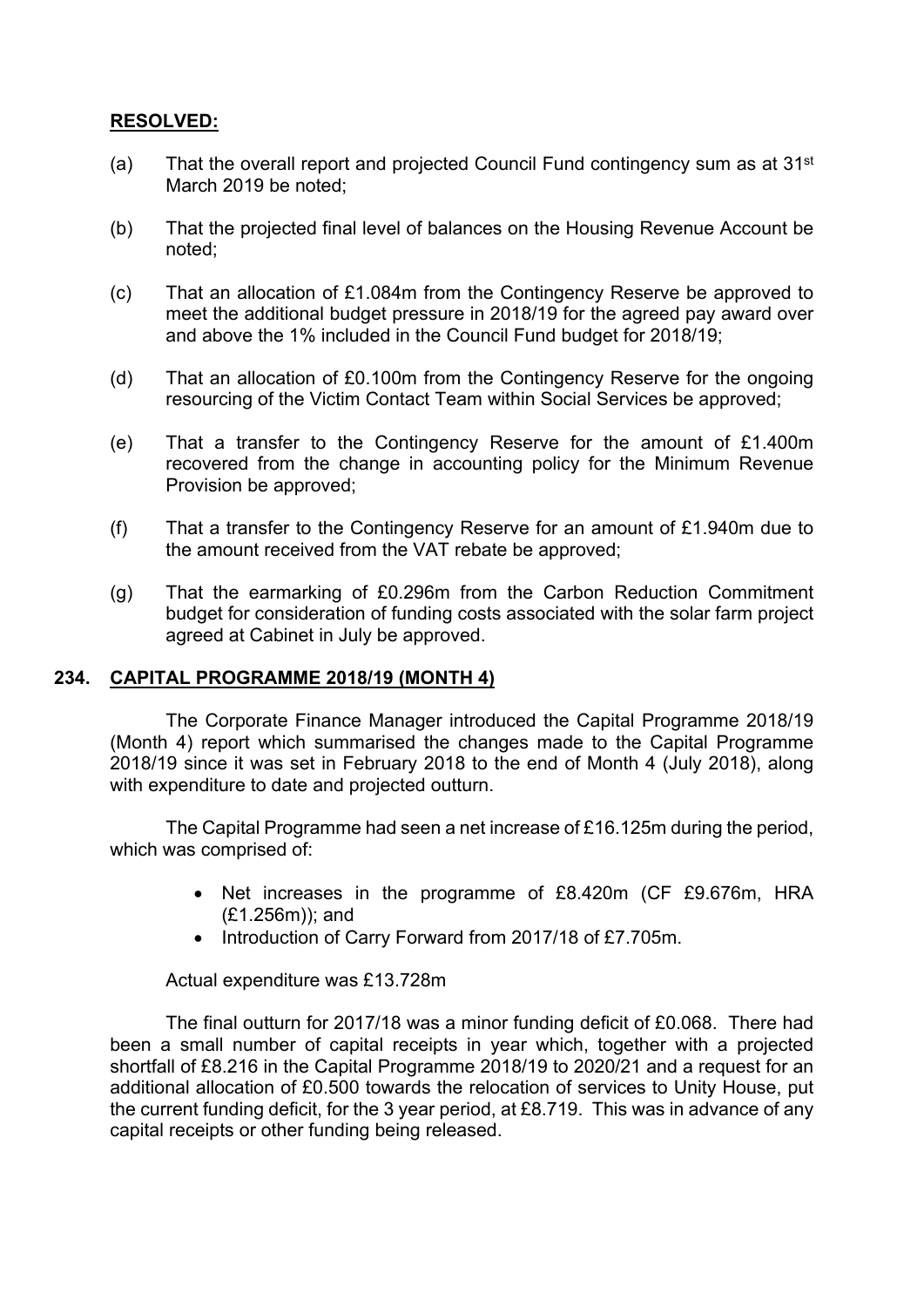**RESOLVED:**

(a) That the overall report and projected Council Fund contingency sum as at 31st March 2019 be noted;

(b) That the projected final level of balances on the Housing Revenue Account be noted;

(c) That an allocation of £1.084m from the Contingency Reserve be approved to meet the additional budget pressure in 2018/19 for the agreed pay award over and above the 1% included in the Council Fund budget for 2018/19;

(d) That an allocation of £0.100m from the Contingency Reserve for the ongoing resourcing of the Victim Contact Team within Social Services be approved;

(e) That a transfer to the Contingency Reserve for the amount of £1.400m recovered from the change in accounting policy for the Minimum Revenue Provision be approved;

(f) That a transfer to the Contingency Reserve for an amount of £1.940m due to the amount received from the VAT rebate be approved;

(g) That the earmarking of £0.296m from the Carbon Reduction Commitment budget for consideration of funding costs associated with the solar farm project agreed at Cabinet in July be approved.

## 234. CAPITAL PROGRAMME 2018/19 (MONTH 4)

The Corporate Finance Manager introduced the Capital Programme 2018/19 (Month 4) report which summarised the changes made to the Capital Programme 2018/19 since it was set in February 2018 to the end of Month 4 (July 2018), along with expenditure to date and projected outturn.

The Capital Programme had seen a net increase of £16.125m during the period, which was comprised of:

- Net increases in the programme of £8.420m (CF £9.676m, HRA (£1.256m)); and
- Introduction of Carry Forward from 2017/18 of £7.705m.

Actual expenditure was £13.728m

The final outturn for 2017/18 was a minor funding deficit of £0.068. There had been a small number of capital receipts in year which, together with a projected shortfall of £8.216 in the Capital Programme 2018/19 to 2020/21 and a request for an additional allocation of £0.500 towards the relocation of services to Unity House, put the current funding deficit, for the 3 year period, at £8.719. This was in advance of any capital receipts or other funding being released.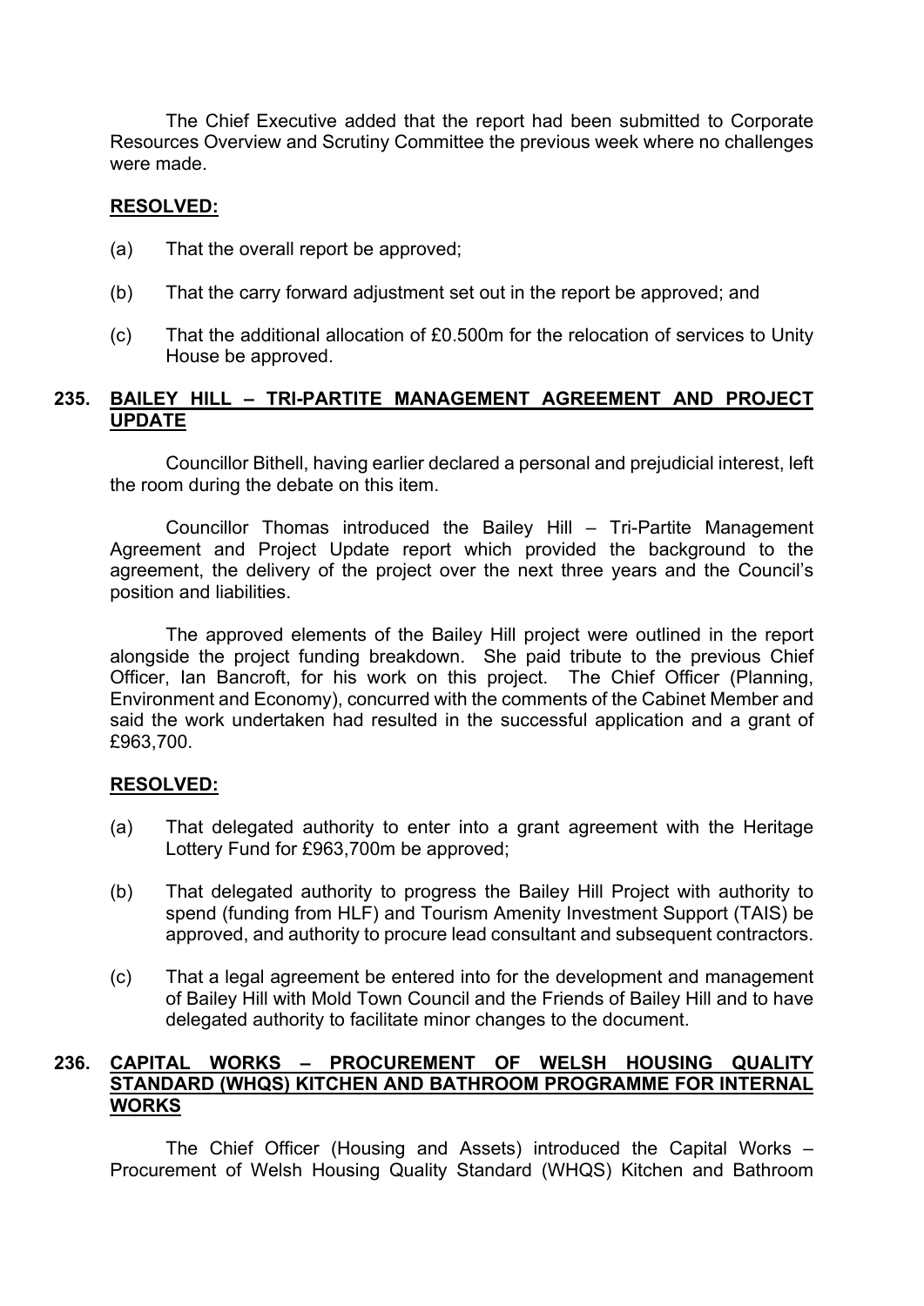The Chief Executive added that the report had been submitted to Corporate Resources Overview and Scrutiny Committee the previous week where no challenges were made.

**RESOLVED:**

(a) That the overall report be approved;

(b) That the carry forward adjustment set out in the report be approved; and

(c) That the additional allocation of £0.500m for the relocation of services to Unity House be approved.

## 235. BAILEY HILL – TRI-PARTITE MANAGEMENT AGREEMENT AND PROJECT UPDATE

Councillor Bithell, having earlier declared a personal and prejudicial interest, left the room during the debate on this item.

Councillor Thomas introduced the Bailey Hill – Tri-Partite Management Agreement and Project Update report which provided the background to the agreement, the delivery of the project over the next three years and the Council's position and liabilities.

The approved elements of the Bailey Hill project were outlined in the report alongside the project funding breakdown. She paid tribute to the previous Chief Officer, Ian Bancroft, for his work on this project. The Chief Officer (Planning, Environment and Economy), concurred with the comments of the Cabinet Member and said the work undertaken had resulted in the successful application and a grant of £963,700.

**RESOLVED:**

(a) That delegated authority to enter into a grant agreement with the Heritage Lottery Fund for £963,700m be approved;

(b) That delegated authority to progress the Bailey Hill Project with authority to spend (funding from HLF) and Tourism Amenity Investment Support (TAIS) be approved, and authority to procure lead consultant and subsequent contractors.

(c) That a legal agreement be entered into for the development and management of Bailey Hill with Mold Town Council and the Friends of Bailey Hill and to have delegated authority to facilitate minor changes to the document.

## 236. CAPITAL WORKS – PROCUREMENT OF WELSH HOUSING QUALITY STANDARD (WHQS) KITCHEN AND BATHROOM PROGRAMME FOR INTERNAL WORKS

The Chief Officer (Housing and Assets) introduced the Capital Works – Procurement of Welsh Housing Quality Standard (WHQS) Kitchen and Bathroom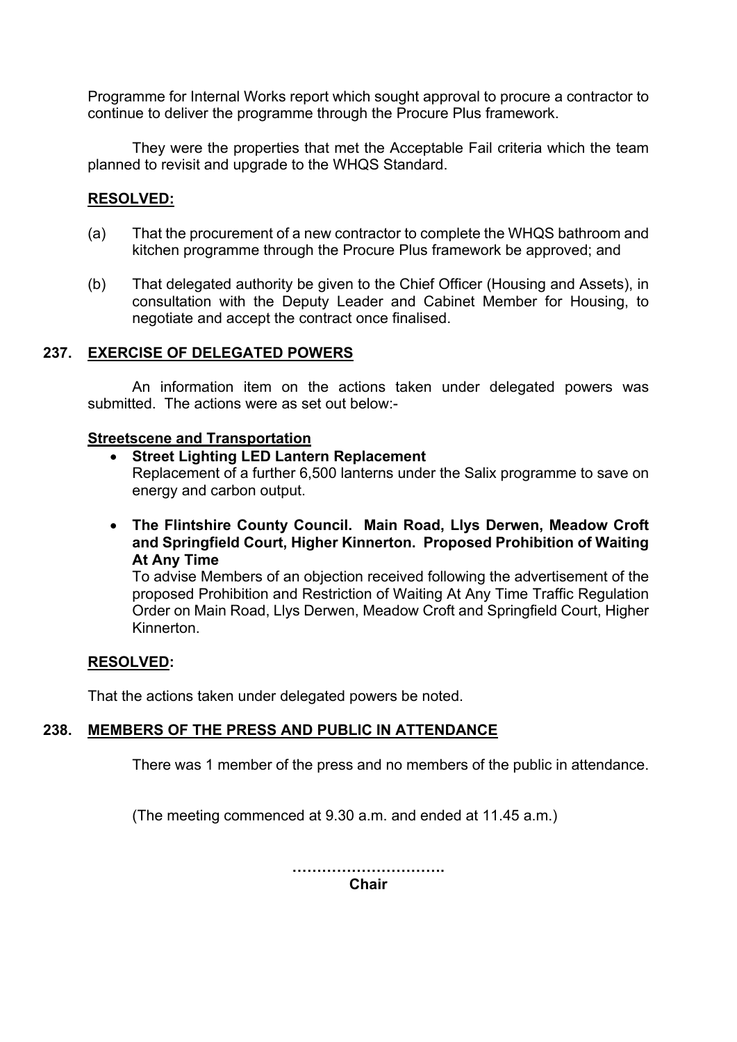Programme for Internal Works report which sought approval to procure a contractor to continue to deliver the programme through the Procure Plus framework.

They were the properties that met the Acceptable Fail criteria which the team planned to revisit and upgrade to the WHQS Standard.

**RESOLVED:**

(a) That the procurement of a new contractor to complete the WHQS bathroom and kitchen programme through the Procure Plus framework be approved; and

(b) That delegated authority be given to the Chief Officer (Housing and Assets), in consultation with the Deputy Leader and Cabinet Member for Housing, to negotiate and accept the contract once finalised.

## 237. EXERCISE OF DELEGATED POWERS

An information item on the actions taken under delegated powers was submitted. The actions were as set out below:-

**Streetscene and Transportation**

- **Street Lighting LED Lantern Replacement**
  Replacement of a further 6,500 lanterns under the Salix programme to save on energy and carbon output.

- **The Flintshire County Council. Main Road, Llys Derwen, Meadow Croft and Springfield Court, Higher Kinnerton. Proposed Prohibition of Waiting At Any Time**
  To advise Members of an objection received following the advertisement of the proposed Prohibition and Restriction of Waiting At Any Time Traffic Regulation Order on Main Road, Llys Derwen, Meadow Croft and Springfield Court, Higher Kinnerton.

**RESOLVED:**

That the actions taken under delegated powers be noted.

## 238. MEMBERS OF THE PRESS AND PUBLIC IN ATTENDANCE

There was 1 member of the press and no members of the public in attendance.

(The meeting commenced at 9.30 a.m. and ended at 11.45 a.m.)

………………………….
**Chair**